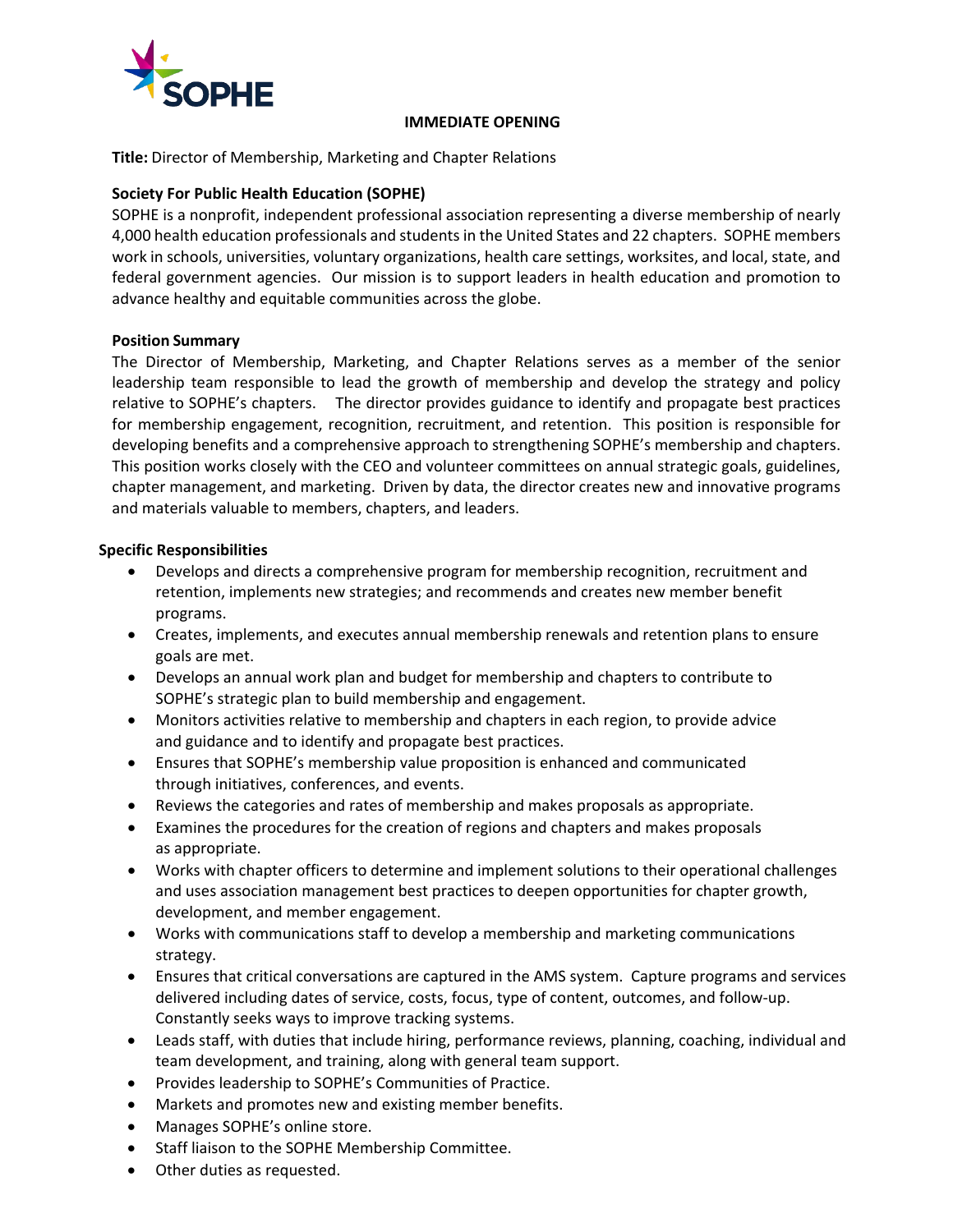SOPHE

**IMMEDIATE OPENING**

**Title:** Director of Membership, Marketing and Chapter Relations

**Society For Public Health Education (SOPHE)**

SOPHE is a nonprofit, independent professional association representing a diverse membership of nearly 4,000 health education professionals and students in the United States and 22 chapters. SOPHE members work in schools, universities, voluntary organizations, health care settings, worksites, and local, state, and federal government agencies. Our mission is to support leaders in health education and promotion to advance healthy and equitable communities across the globe.

**Position Summary**

The Director of Membership, Marketing, and Chapter Relations serves as a member of the senior leadership team responsible to lead the growth of membership and develop the strategy and policy relative to SOPHE's chapters. The director provides guidance to identify and propagate best practices for membership engagement, recognition, recruitment, and retention. This position is responsible for developing benefits and a comprehensive approach to strengthening SOPHE's membership and chapters. This position works closely with the CEO and volunteer committees on annual strategic goals, guidelines, chapter management, and marketing. Driven by data, the director creates new and innovative programs and materials valuable to members, chapters, and leaders.

**Specific Responsibilities**

- Develops and directs a comprehensive program for membership recognition, recruitment and retention, implements new strategies; and recommends and creates new member benefit programs.
- Creates, implements, and executes annual membership renewals and retention plans to ensure goals are met.
- Develops an annual work plan and budget for membership and chapters to contribute to SOPHE's strategic plan to build membership and engagement.
- Monitors activities relative to membership and chapters in each region, to provide advice and guidance and to identify and propagate best practices.
- Ensures that SOPHE's membership value proposition is enhanced and communicated through initiatives, conferences, and events.
- Reviews the categories and rates of membership and makes proposals as appropriate.
- Examines the procedures for the creation of regions and chapters and makes proposals as appropriate.
- Works with chapter officers to determine and implement solutions to their operational challenges and uses association management best practices to deepen opportunities for chapter growth, development, and member engagement.
- Works with communications staff to develop a membership and marketing communications strategy.
- Ensures that critical conversations are captured in the AMS system. Capture programs and services delivered including dates of service, costs, focus, type of content, outcomes, and follow-up. Constantly seeks ways to improve tracking systems.
- Leads staff, with duties that include hiring, performance reviews, planning, coaching, individual and team development, and training, along with general team support.
- Provides leadership to SOPHE's Communities of Practice.
- Markets and promotes new and existing member benefits.
- Manages SOPHE's online store.
- Staff liaison to the SOPHE Membership Committee.
- Other duties as requested.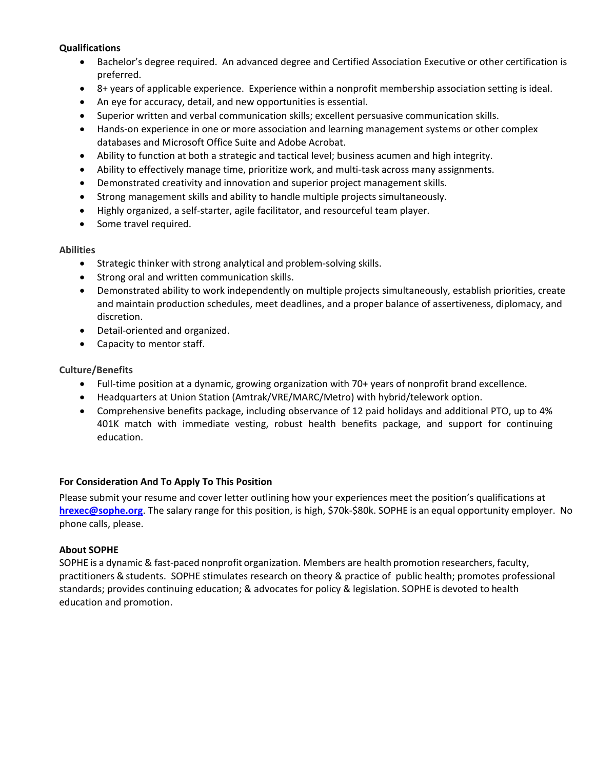**Qualifications**

- Bachelor's degree required. An advanced degree and Certified Association Executive or other certification is preferred.
- 8+ years of applicable experience. Experience within a nonprofit membership association setting is ideal.
- An eye for accuracy, detail, and new opportunities is essential.
- Superior written and verbal communication skills; excellent persuasive communication skills.
- Hands-on experience in one or more association and learning management systems or other complex databases and Microsoft Office Suite and Adobe Acrobat.
- Ability to function at both a strategic and tactical level; business acumen and high integrity.
- Ability to effectively manage time, prioritize work, and multi-task across many assignments.
- Demonstrated creativity and innovation and superior project management skills.
- Strong management skills and ability to handle multiple projects simultaneously.
- Highly organized, a self-starter, agile facilitator, and resourceful team player.
- Some travel required.

**Abilities**

- Strategic thinker with strong analytical and problem-solving skills.
- Strong oral and written communication skills.
- Demonstrated ability to work independently on multiple projects simultaneously, establish priorities, create and maintain production schedules, meet deadlines, and a proper balance of assertiveness, diplomacy, and discretion.
- Detail-oriented and organized.
- Capacity to mentor staff.

**Culture/Benefits**

- Full-time position at a dynamic, growing organization with 70+ years of nonprofit brand excellence.
- Headquarters at Union Station (Amtrak/VRE/MARC/Metro) with hybrid/telework option.
- Comprehensive benefits package, including observance of 12 paid holidays and additional PTO, up to 4% 401K match with immediate vesting, robust health benefits package, and support for continuing education.

**For Consideration And To Apply To This Position**

Please submit your resume and cover letter outlining how your experiences meet the position's qualifications at **hrexec@sophe.org**. The salary range for this position, is high, $70k-$80k. SOPHE is an equal opportunity employer. No phone calls, please.

**About SOPHE**

SOPHE is a dynamic & fast-paced nonprofit organization. Members are health promotion researchers, faculty, practitioners & students. SOPHE stimulates research on theory & practice of public health; promotes professional standards; provides continuing education; & advocates for policy & legislation. SOPHE is devoted to health education and promotion.